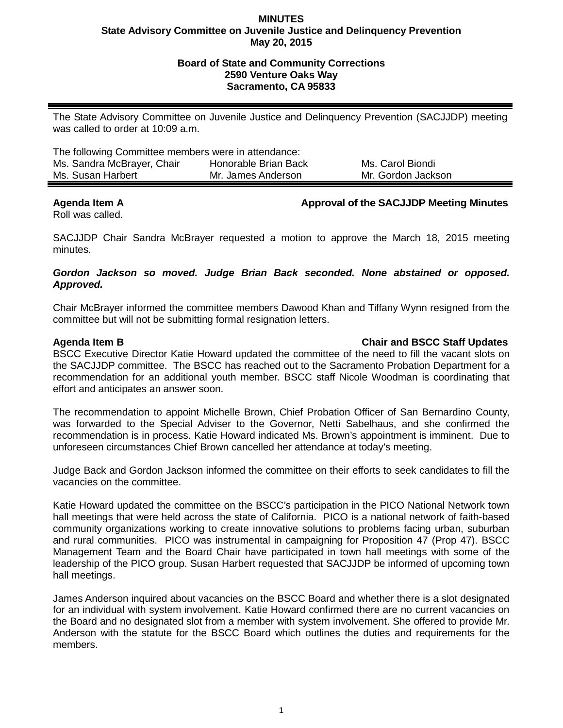**MINUTES**
**State Advisory Committee on Juvenile Justice and Delinquency Prevention**
**May 20, 2015**

**Board of State and Community Corrections**
**2590 Venture Oaks Way**
**Sacramento, CA 95833**

---

The State Advisory Committee on Juvenile Justice and Delinquency Prevention (SACJJDP) meeting was called to order at 10:09 a.m.

The following Committee members were in attendance:

| | | |
|---|---|---|
| Ms. Sandra McBrayer, Chair | Honorable Brian Back | Ms. Carol Biondi |
| Ms. Susan Harbert | Mr. James Anderson | Mr. Gordon Jackson |

---

**Agenda Item A** **Approval of the SACJJDP Meeting Minutes**

Roll was called.

SACJJDP Chair Sandra McBrayer requested a motion to approve the March 18, 2015 meeting minutes.

***Gordon Jackson so moved. Judge Brian Back seconded. None abstained or opposed. Approved.***

Chair McBrayer informed the committee members Dawood Khan and Tiffany Wynn resigned from the committee but will not be submitting formal resignation letters.

**Agenda Item B** **Chair and BSCC Staff Updates**

BSCC Executive Director Katie Howard updated the committee of the need to fill the vacant slots on the SACJJDP committee. The BSCC has reached out to the Sacramento Probation Department for a recommendation for an additional youth member. BSCC staff Nicole Woodman is coordinating that effort and anticipates an answer soon.

The recommendation to appoint Michelle Brown, Chief Probation Officer of San Bernardino County, was forwarded to the Special Adviser to the Governor, Netti Sabelhaus, and she confirmed the recommendation is in process. Katie Howard indicated Ms. Brown's appointment is imminent. Due to unforeseen circumstances Chief Brown cancelled her attendance at today's meeting.

Judge Back and Gordon Jackson informed the committee on their efforts to seek candidates to fill the vacancies on the committee.

Katie Howard updated the committee on the BSCC's participation in the PICO National Network town hall meetings that were held across the state of California. PICO is a national network of faith-based community organizations working to create innovative solutions to problems facing urban, suburban and rural communities. PICO was instrumental in campaigning for Proposition 47 (Prop 47). BSCC Management Team and the Board Chair have participated in town hall meetings with some of the leadership of the PICO group. Susan Harbert requested that SACJJDP be informed of upcoming town hall meetings.

James Anderson inquired about vacancies on the BSCC Board and whether there is a slot designated for an individual with system involvement. Katie Howard confirmed there are no current vacancies on the Board and no designated slot from a member with system involvement. She offered to provide Mr. Anderson with the statute for the BSCC Board which outlines the duties and requirements for the members.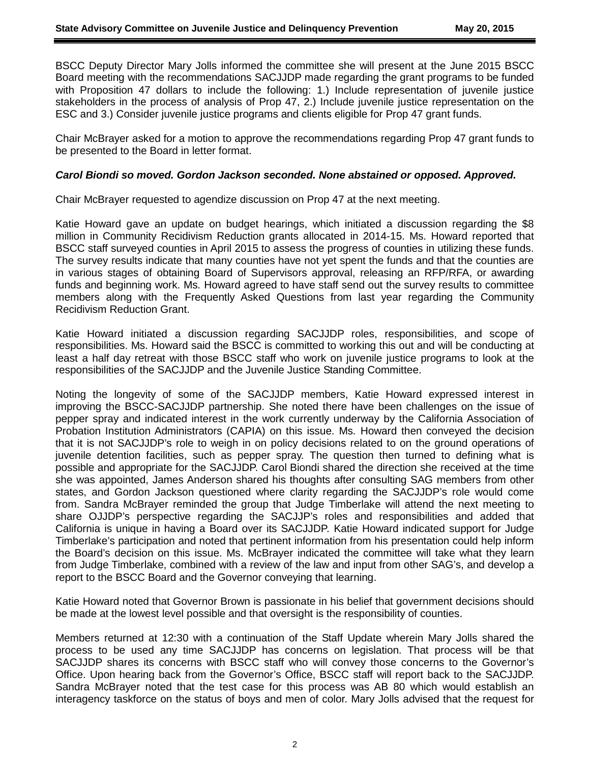BSCC Deputy Director Mary Jolls informed the committee she will present at the June 2015 BSCC Board meeting with the recommendations SACJJDP made regarding the grant programs to be funded with Proposition 47 dollars to include the following: 1.) Include representation of juvenile justice stakeholders in the process of analysis of Prop 47, 2.) Include juvenile justice representation on the ESC and 3.) Consider juvenile justice programs and clients eligible for Prop 47 grant funds.

Chair McBrayer asked for a motion to approve the recommendations regarding Prop 47 grant funds to be presented to the Board in letter format.

***Carol Biondi so moved. Gordon Jackson seconded. None abstained or opposed. Approved.***

Chair McBrayer requested to agendize discussion on Prop 47 at the next meeting.

Katie Howard gave an update on budget hearings, which initiated a discussion regarding the $8 million in Community Recidivism Reduction grants allocated in 2014-15. Ms. Howard reported that BSCC staff surveyed counties in April 2015 to assess the progress of counties in utilizing these funds. The survey results indicate that many counties have not yet spent the funds and that the counties are in various stages of obtaining Board of Supervisors approval, releasing an RFP/RFA, or awarding funds and beginning work. Ms. Howard agreed to have staff send out the survey results to committee members along with the Frequently Asked Questions from last year regarding the Community Recidivism Reduction Grant.

Katie Howard initiated a discussion regarding SACJJDP roles, responsibilities, and scope of responsibilities. Ms. Howard said the BSCC is committed to working this out and will be conducting at least a half day retreat with those BSCC staff who work on juvenile justice programs to look at the responsibilities of the SACJJDP and the Juvenile Justice Standing Committee.

Noting the longevity of some of the SACJJDP members, Katie Howard expressed interest in improving the BSCC-SACJJDP partnership. She noted there have been challenges on the issue of pepper spray and indicated interest in the work currently underway by the California Association of Probation Institution Administrators (CAPIA) on this issue. Ms. Howard then conveyed the decision that it is not SACJJDP's role to weigh in on policy decisions related to on the ground operations of juvenile detention facilities, such as pepper spray. The question then turned to defining what is possible and appropriate for the SACJJDP. Carol Biondi shared the direction she received at the time she was appointed, James Anderson shared his thoughts after consulting SAG members from other states, and Gordon Jackson questioned where clarity regarding the SACJJDP's role would come from. Sandra McBrayer reminded the group that Judge Timberlake will attend the next meeting to share OJJDP's perspective regarding the SACJJP's roles and responsibilities and added that California is unique in having a Board over its SACJJDP. Katie Howard indicated support for Judge Timberlake's participation and noted that pertinent information from his presentation could help inform the Board's decision on this issue. Ms. McBrayer indicated the committee will take what they learn from Judge Timberlake, combined with a review of the law and input from other SAG's, and develop a report to the BSCC Board and the Governor conveying that learning.

Katie Howard noted that Governor Brown is passionate in his belief that government decisions should be made at the lowest level possible and that oversight is the responsibility of counties.

Members returned at 12:30 with a continuation of the Staff Update wherein Mary Jolls shared the process to be used any time SACJJDP has concerns on legislation. That process will be that SACJJDP shares its concerns with BSCC staff who will convey those concerns to the Governor's Office. Upon hearing back from the Governor's Office, BSCC staff will report back to the SACJJDP. Sandra McBrayer noted that the test case for this process was AB 80 which would establish an interagency taskforce on the status of boys and men of color. Mary Jolls advised that the request for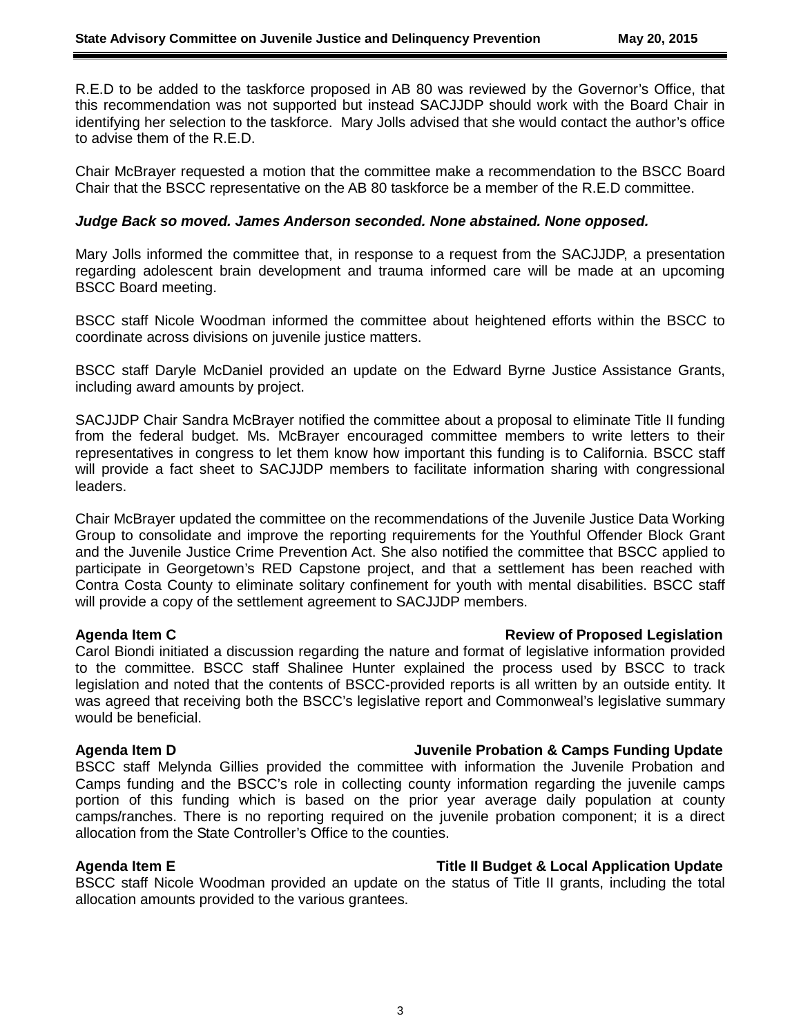R.E.D to be added to the taskforce proposed in AB 80 was reviewed by the Governor's Office, that this recommendation was not supported but instead SACJJDP should work with the Board Chair in identifying her selection to the taskforce. Mary Jolls advised that she would contact the author's office to advise them of the R.E.D.

Chair McBrayer requested a motion that the committee make a recommendation to the BSCC Board Chair that the BSCC representative on the AB 80 taskforce be a member of the R.E.D committee.

***Judge Back so moved. James Anderson seconded. None abstained. None opposed.***

Mary Jolls informed the committee that, in response to a request from the SACJJDP, a presentation regarding adolescent brain development and trauma informed care will be made at an upcoming BSCC Board meeting.

BSCC staff Nicole Woodman informed the committee about heightened efforts within the BSCC to coordinate across divisions on juvenile justice matters.

BSCC staff Daryle McDaniel provided an update on the Edward Byrne Justice Assistance Grants, including award amounts by project.

SACJJDP Chair Sandra McBrayer notified the committee about a proposal to eliminate Title II funding from the federal budget. Ms. McBrayer encouraged committee members to write letters to their representatives in congress to let them know how important this funding is to California. BSCC staff will provide a fact sheet to SACJJDP members to facilitate information sharing with congressional leaders.

Chair McBrayer updated the committee on the recommendations of the Juvenile Justice Data Working Group to consolidate and improve the reporting requirements for the Youthful Offender Block Grant and the Juvenile Justice Crime Prevention Act. She also notified the committee that BSCC applied to participate in Georgetown's RED Capstone project, and that a settlement has been reached with Contra Costa County to eliminate solitary confinement for youth with mental disabilities. BSCC staff will provide a copy of the settlement agreement to SACJJDP members.

**Agenda Item C — Review of Proposed Legislation**

Carol Biondi initiated a discussion regarding the nature and format of legislative information provided to the committee. BSCC staff Shalinee Hunter explained the process used by BSCC to track legislation and noted that the contents of BSCC-provided reports is all written by an outside entity. It was agreed that receiving both the BSCC's legislative report and Commonweal's legislative summary would be beneficial.

**Agenda Item D — Juvenile Probation & Camps Funding Update**

BSCC staff Melynda Gillies provided the committee with information the Juvenile Probation and Camps funding and the BSCC's role in collecting county information regarding the juvenile camps portion of this funding which is based on the prior year average daily population at county camps/ranches. There is no reporting required on the juvenile probation component; it is a direct allocation from the State Controller's Office to the counties.

**Agenda Item E — Title II Budget & Local Application Update**

BSCC staff Nicole Woodman provided an update on the status of Title II grants, including the total allocation amounts provided to the various grantees.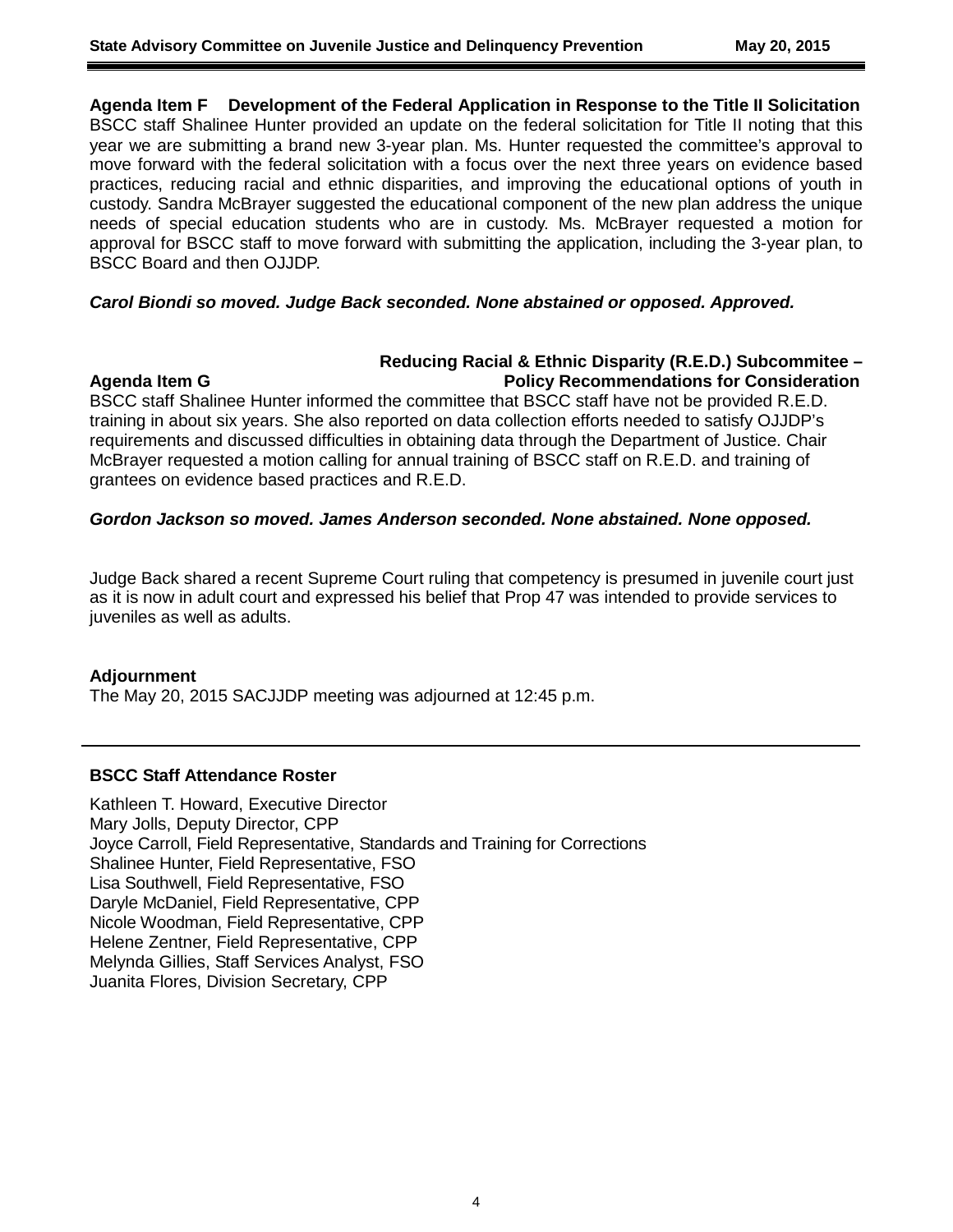**Agenda Item F Development of the Federal Application in Response to the Title II Solicitation**

BSCC staff Shalinee Hunter provided an update on the federal solicitation for Title II noting that this year we are submitting a brand new 3-year plan. Ms. Hunter requested the committee's approval to move forward with the federal solicitation with a focus over the next three years on evidence based practices, reducing racial and ethnic disparities, and improving the educational options of youth in custody. Sandra McBrayer suggested the educational component of the new plan address the unique needs of special education students who are in custody. Ms. McBrayer requested a motion for approval for BSCC staff to move forward with submitting the application, including the 3-year plan, to BSCC Board and then OJJDP.

***Carol Biondi so moved. Judge Back seconded. None abstained or opposed. Approved.***

**Agenda Item G Reducing Racial & Ethnic Disparity (R.E.D.) Subcommitee – Policy Recommendations for Consideration**

BSCC staff Shalinee Hunter informed the committee that BSCC staff have not be provided R.E.D. training in about six years. She also reported on data collection efforts needed to satisfy OJJDP's requirements and discussed difficulties in obtaining data through the Department of Justice. Chair McBrayer requested a motion calling for annual training of BSCC staff on R.E.D. and training of grantees on evidence based practices and R.E.D.

***Gordon Jackson so moved. James Anderson seconded. None abstained. None opposed.***

Judge Back shared a recent Supreme Court ruling that competency is presumed in juvenile court just as it is now in adult court and expressed his belief that Prop 47 was intended to provide services to juveniles as well as adults.

**Adjournment**

The May 20, 2015 SACJJDP meeting was adjourned at 12:45 p.m.

---

**BSCC Staff Attendance Roster**

Kathleen T. Howard, Executive Director
Mary Jolls, Deputy Director, CPP
Joyce Carroll, Field Representative, Standards and Training for Corrections
Shalinee Hunter, Field Representative, FSO
Lisa Southwell, Field Representative, FSO
Daryle McDaniel, Field Representative, CPP
Nicole Woodman, Field Representative, CPP
Helene Zentner, Field Representative, CPP
Melynda Gillies, Staff Services Analyst, FSO
Juanita Flores, Division Secretary, CPP